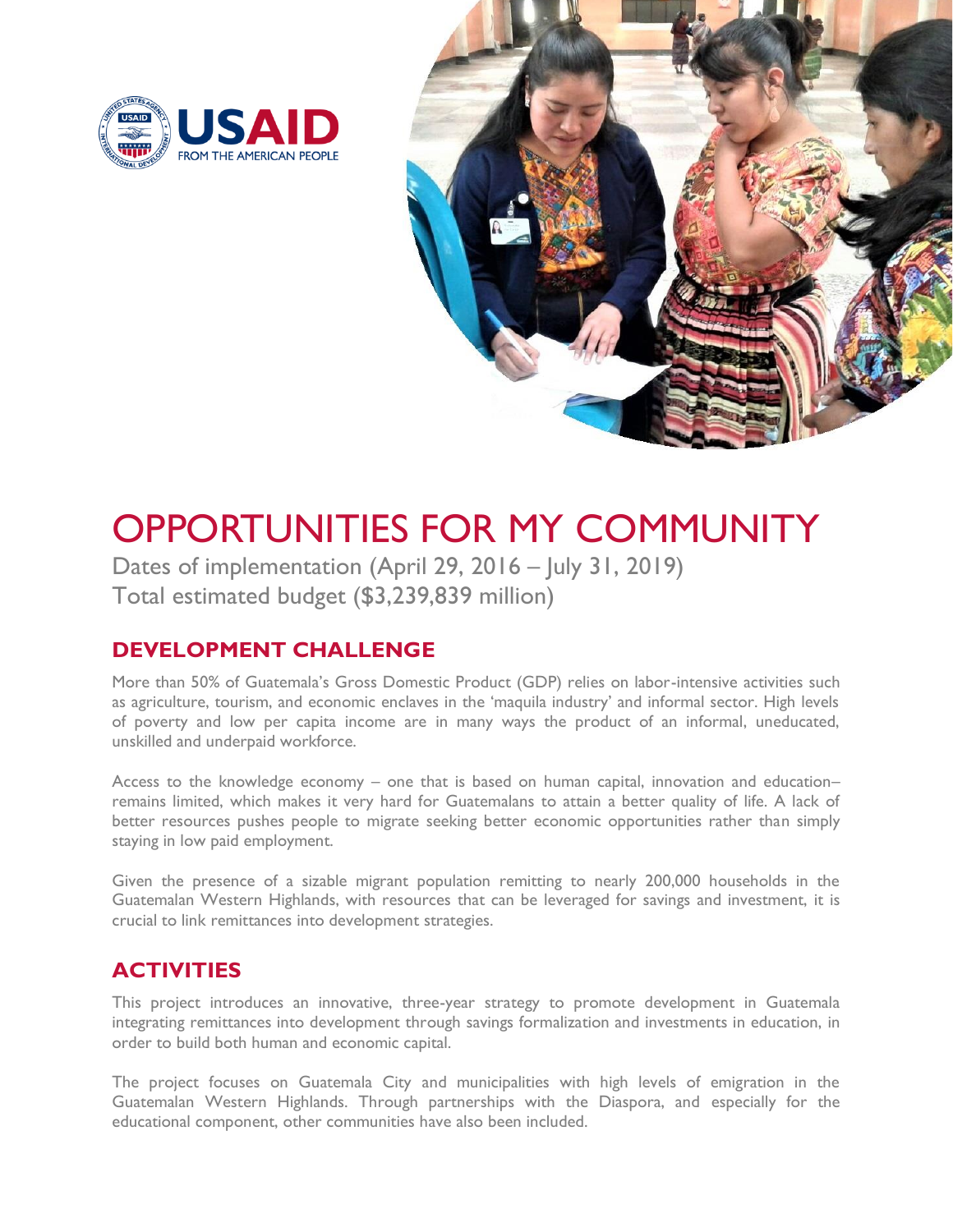USAID
FROM THE AMERICAN PEOPLE

# OPPORTUNITIES FOR MY COMMUNITY

Dates of implementation (April 29, 2016 – July 31, 2019)
Total estimated budget ($3,239,839 million)

## DEVELOPMENT CHALLENGE

More than 50% of Guatemala's Gross Domestic Product (GDP) relies on labor-intensive activities such as agriculture, tourism, and economic enclaves in the 'maquila industry' and informal sector. High levels of poverty and low per capita income are in many ways the product of an informal, uneducated, unskilled and underpaid workforce.

Access to the knowledge economy – one that is based on human capital, innovation and education– remains limited, which makes it very hard for Guatemalans to attain a better quality of life. A lack of better resources pushes people to migrate seeking better economic opportunities rather than simply staying in low paid employment.

Given the presence of a sizable migrant population remitting to nearly 200,000 households in the Guatemalan Western Highlands, with resources that can be leveraged for savings and investment, it is crucial to link remittances into development strategies.

## ACTIVITIES

This project introduces an innovative, three-year strategy to promote development in Guatemala integrating remittances into development through savings formalization and investments in education, in order to build both human and economic capital.

The project focuses on Guatemala City and municipalities with high levels of emigration in the Guatemalan Western Highlands. Through partnerships with the Diaspora, and especially for the educational component, other communities have also been included.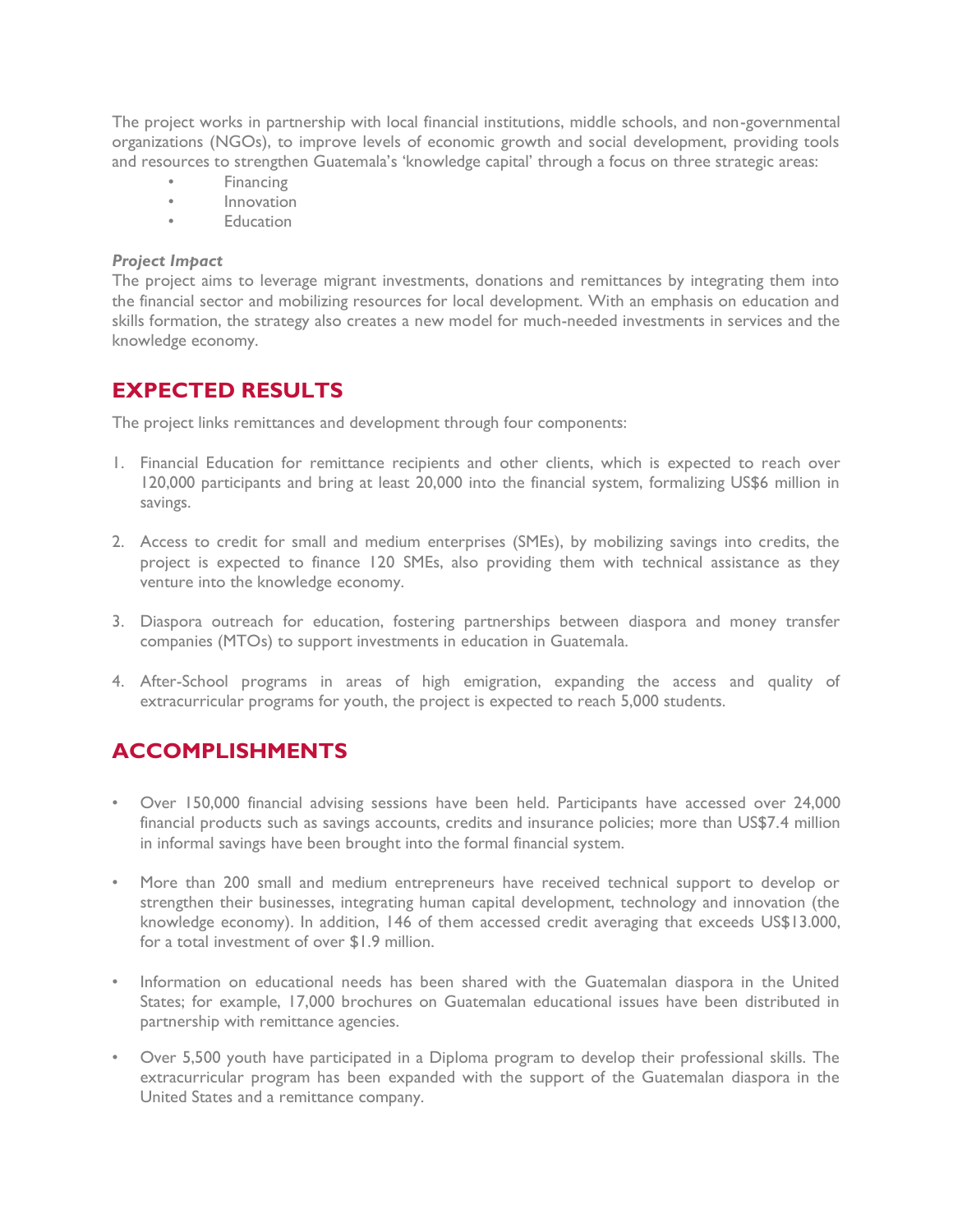The project works in partnership with local financial institutions, middle schools, and non-governmental organizations (NGOs), to improve levels of economic growth and social development, providing tools and resources to strengthen Guatemala's 'knowledge capital' through a focus on three strategic areas:

- Financing
- Innovation
- Education

***Project Impact***

The project aims to leverage migrant investments, donations and remittances by integrating them into the financial sector and mobilizing resources for local development. With an emphasis on education and skills formation, the strategy also creates a new model for much-needed investments in services and the knowledge economy.

## EXPECTED RESULTS

The project links remittances and development through four components:

1. Financial Education for remittance recipients and other clients, which is expected to reach over 120,000 participants and bring at least 20,000 into the financial system, formalizing US$6 million in savings.

2. Access to credit for small and medium enterprises (SMEs), by mobilizing savings into credits, the project is expected to finance 120 SMEs, also providing them with technical assistance as they venture into the knowledge economy.

3. Diaspora outreach for education, fostering partnerships between diaspora and money transfer companies (MTOs) to support investments in education in Guatemala.

4. After-School programs in areas of high emigration, expanding the access and quality of extracurricular programs for youth, the project is expected to reach 5,000 students.

## ACCOMPLISHMENTS

- Over 150,000 financial advising sessions have been held. Participants have accessed over 24,000 financial products such as savings accounts, credits and insurance policies; more than US$7.4 million in informal savings have been brought into the formal financial system.

- More than 200 small and medium entrepreneurs have received technical support to develop or strengthen their businesses, integrating human capital development, technology and innovation (the knowledge economy). In addition, 146 of them accessed credit averaging that exceeds US$13.000, for a total investment of over $1.9 million.

- Information on educational needs has been shared with the Guatemalan diaspora in the United States; for example, 17,000 brochures on Guatemalan educational issues have been distributed in partnership with remittance agencies.

- Over 5,500 youth have participated in a Diploma program to develop their professional skills. The extracurricular program has been expanded with the support of the Guatemalan diaspora in the United States and a remittance company.